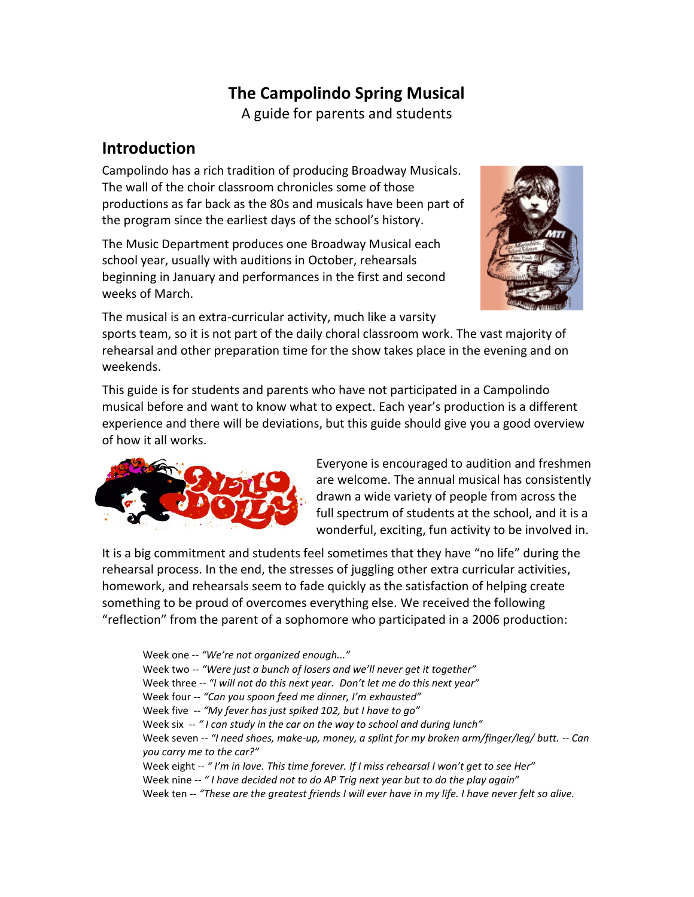# The Campolindo Spring Musical

A guide for parents and students

## Introduction

Campolindo has a rich tradition of producing Broadway Musicals. The wall of the choir classroom chronicles some of those productions as far back as the 80s and musicals have been part of the program since the earliest days of the school's history.

The Music Department produces one Broadway Musical each school year, usually with auditions in October, rehearsals beginning in January and performances in the first and second weeks of March.

The musical is an extra-curricular activity, much like a varsity sports team, so it is not part of the daily choral classroom work. The vast majority of rehearsal and other preparation time for the show takes place in the evening and on weekends.

This guide is for students and parents who have not participated in a Campolindo musical before and want to know what to expect. Each year's production is a different experience and there will be deviations, but this guide should give you a good overview of how it all works.

Everyone is encouraged to audition and freshmen are welcome. The annual musical has consistently drawn a wide variety of people from across the full spectrum of students at the school, and it is a wonderful, exciting, fun activity to be involved in.

It is a big commitment and students feel sometimes that they have "no life" during the rehearsal process. In the end, the stresses of juggling other extra curricular activities, homework, and rehearsals seem to fade quickly as the satisfaction of helping create something to be proud of overcomes everything else. We received the following "reflection" from the parent of a sophomore who participated in a 2006 production:

> Week one -- *"We're not organized enough..."*
> Week two -- *"Were just a bunch of losers and we'll never get it together"*
> Week three -- *"I will not do this next year. Don't let me do this next year"*
> Week four -- *"Can you spoon feed me dinner, I'm exhausted"*
> Week five -- *"My fever has just spiked 102, but I have to go"*
> Week six -- *" I can study in the car on the way to school and during lunch"*
> Week seven -- *"I need shoes, make-up, money, a splint for my broken arm/finger/leg/ butt. -- Can you carry me to the car?"*
> Week eight -- *" I'm in love. This time forever. If I miss rehearsal I won't get to see Her"*
> Week nine -- *" I have decided not to do AP Trig next year but to do the play again"*
> Week ten -- *"These are the greatest friends I will ever have in my life. I have never felt so alive.*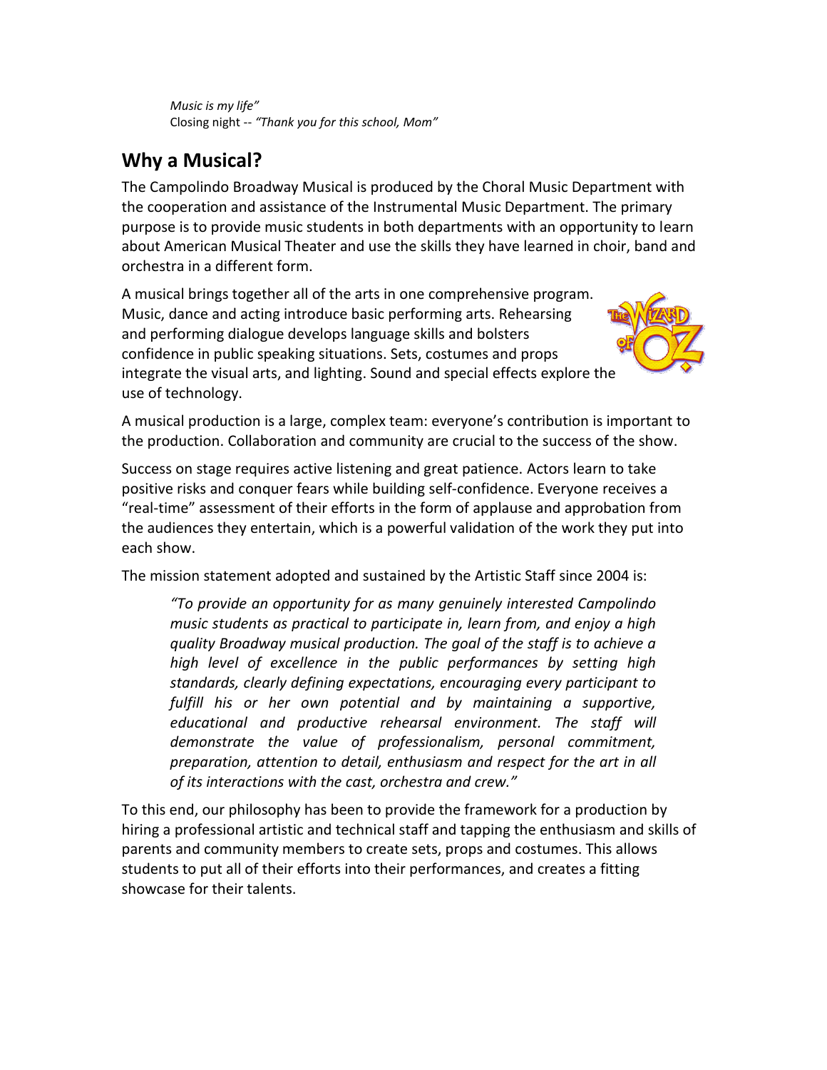*Music is my life"*
Closing night -- *"Thank you for this school, Mom"*

## Why a Musical?

The Campolindo Broadway Musical is produced by the Choral Music Department with the cooperation and assistance of the Instrumental Music Department. The primary purpose is to provide music students in both departments with an opportunity to learn about American Musical Theater and use the skills they have learned in choir, band and orchestra in a different form.

A musical brings together all of the arts in one comprehensive program. Music, dance and acting introduce basic performing arts. Rehearsing and performing dialogue develops language skills and bolsters confidence in public speaking situations. Sets, costumes and props integrate the visual arts, and lighting. Sound and special effects explore the use of technology.

A musical production is a large, complex team: everyone's contribution is important to the production. Collaboration and community are crucial to the success of the show.

Success on stage requires active listening and great patience. Actors learn to take positive risks and conquer fears while building self-confidence. Everyone receives a "real-time" assessment of their efforts in the form of applause and approbation from the audiences they entertain, which is a powerful validation of the work they put into each show.

The mission statement adopted and sustained by the Artistic Staff since 2004 is:

> *"To provide an opportunity for as many genuinely interested Campolindo music students as practical to participate in, learn from, and enjoy a high quality Broadway musical production. The goal of the staff is to achieve a high level of excellence in the public performances by setting high standards, clearly defining expectations, encouraging every participant to fulfill his or her own potential and by maintaining a supportive, educational and productive rehearsal environment. The staff will demonstrate the value of professionalism, personal commitment, preparation, attention to detail, enthusiasm and respect for the art in all of its interactions with the cast, orchestra and crew."*

To this end, our philosophy has been to provide the framework for a production by hiring a professional artistic and technical staff and tapping the enthusiasm and skills of parents and community members to create sets, props and costumes. This allows students to put all of their efforts into their performances, and creates a fitting showcase for their talents.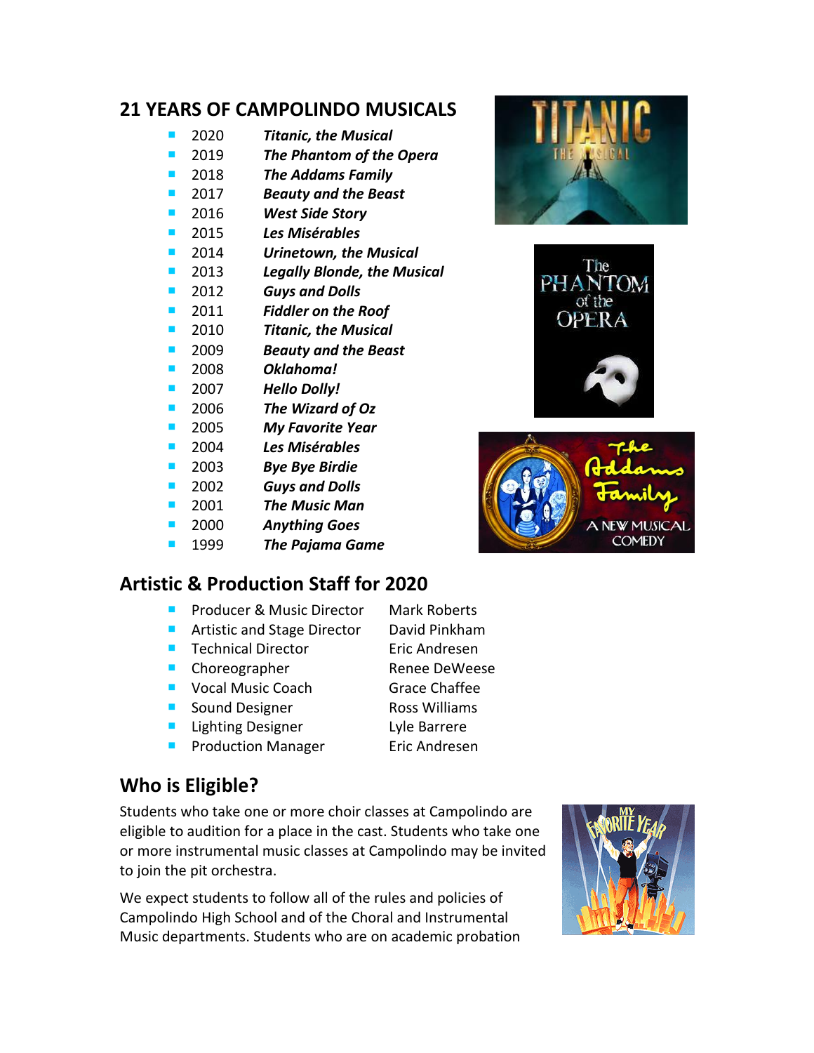## 21 YEARS OF CAMPOLINDO MUSICALS

- 2020 ***Titanic, the Musical***
- 2019 ***The Phantom of the Opera***
- 2018 ***The Addams Family***
- 2017 ***Beauty and the Beast***
- 2016 ***West Side Story***
- 2015 ***Les Misérables***
- 2014 ***Urinetown, the Musical***
- 2013 ***Legally Blonde, the Musical***
- 2012 ***Guys and Dolls***
- 2011 ***Fiddler on the Roof***
- 2010 ***Titanic, the Musical***
- 2009 ***Beauty and the Beast***
- 2008 ***Oklahoma!***
- 2007 ***Hello Dolly!***
- 2006 ***The Wizard of Oz***
- 2005 ***My Favorite Year***
- 2004 ***Les Misérables***
- 2003 ***Bye Bye Birdie***
- 2002 ***Guys and Dolls***
- 2001 ***The Music Man***
- 2000 ***Anything Goes***
- 1999 ***The Pajama Game***

## Artistic & Production Staff for 2020

- Producer & Music Director — Mark Roberts
- Artistic and Stage Director — David Pinkham
- Technical Director — Eric Andresen
- Choreographer — Renee DeWeese
- Vocal Music Coach — Grace Chaffee
- Sound Designer — Ross Williams
- Lighting Designer — Lyle Barrere
- Production Manager — Eric Andresen

## Who is Eligible?

Students who take one or more choir classes at Campolindo are eligible to audition for a place in the cast. Students who take one or more instrumental music classes at Campolindo may be invited to join the pit orchestra.

We expect students to follow all of the rules and policies of Campolindo High School and of the Choral and Instrumental Music departments. Students who are on academic probation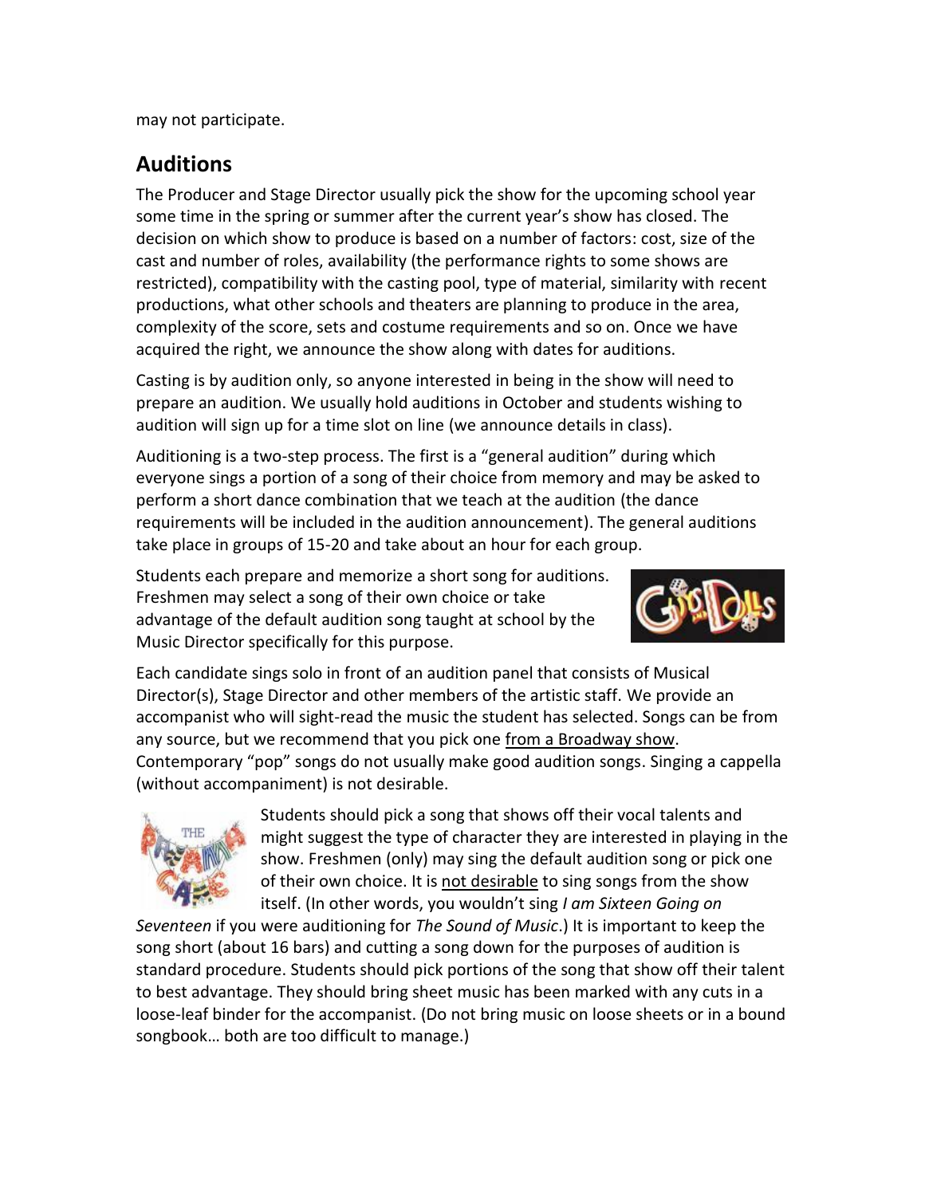may not participate.

## Auditions

The Producer and Stage Director usually pick the show for the upcoming school year some time in the spring or summer after the current year's show has closed. The decision on which show to produce is based on a number of factors: cost, size of the cast and number of roles, availability (the performance rights to some shows are restricted), compatibility with the casting pool, type of material, similarity with recent productions, what other schools and theaters are planning to produce in the area, complexity of the score, sets and costume requirements and so on. Once we have acquired the right, we announce the show along with dates for auditions.

Casting is by audition only, so anyone interested in being in the show will need to prepare an audition. We usually hold auditions in October and students wishing to audition will sign up for a time slot on line (we announce details in class).

Auditioning is a two-step process. The first is a "general audition" during which everyone sings a portion of a song of their choice from memory and may be asked to perform a short dance combination that we teach at the audition (the dance requirements will be included in the audition announcement). The general auditions take place in groups of 15-20 and take about an hour for each group.

Students each prepare and memorize a short song for auditions. Freshmen may select a song of their own choice or take advantage of the default audition song taught at school by the Music Director specifically for this purpose.

Each candidate sings solo in front of an audition panel that consists of Musical Director(s), Stage Director and other members of the artistic staff. We provide an accompanist who will sight-read the music the student has selected. Songs can be from any source, but we recommend that you pick one from a Broadway show. Contemporary "pop" songs do not usually make good audition songs. Singing a cappella (without accompaniment) is not desirable.

Students should pick a song that shows off their vocal talents and might suggest the type of character they are interested in playing in the show. Freshmen (only) may sing the default audition song or pick one of their own choice. It is not desirable to sing songs from the show itself. (In other words, you wouldn't sing *I am Sixteen Going on Seventeen* if you were auditioning for *The Sound of Music*.) It is important to keep the song short (about 16 bars) and cutting a song down for the purposes of audition is standard procedure. Students should pick portions of the song that show off their talent to best advantage. They should bring sheet music has been marked with any cuts in a loose-leaf binder for the accompanist. (Do not bring music on loose sheets or in a bound songbook… both are too difficult to manage.)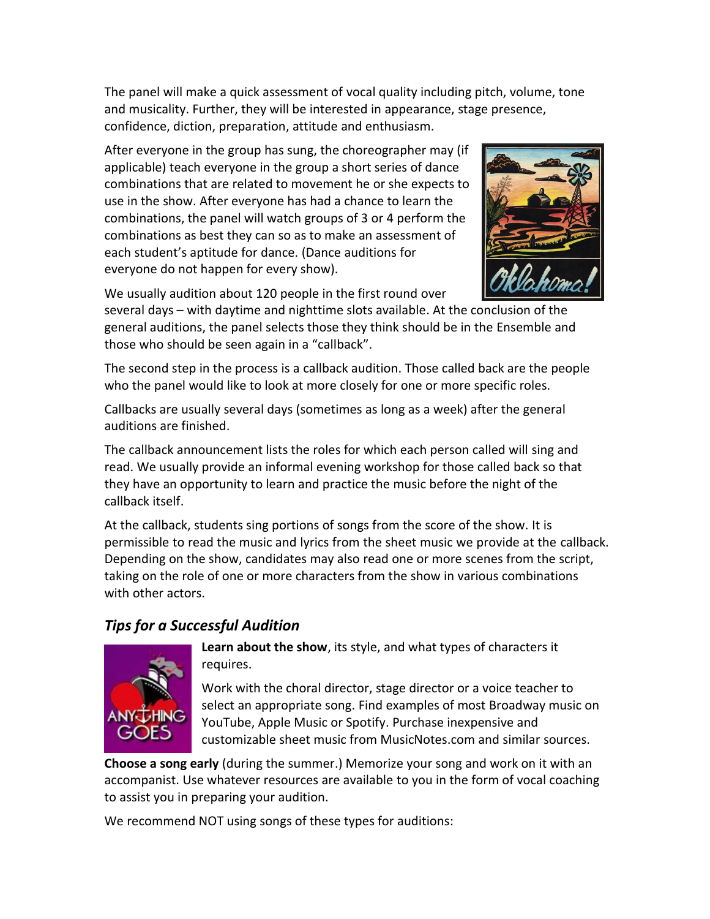The panel will make a quick assessment of vocal quality including pitch, volume, tone and musicality. Further, they will be interested in appearance, stage presence, confidence, diction, preparation, attitude and enthusiasm.

After everyone in the group has sung, the choreographer may (if applicable) teach everyone in the group a short series of dance combinations that are related to movement he or she expects to use in the show. After everyone has had a chance to learn the combinations, the panel will watch groups of 3 or 4 perform the combinations as best they can so as to make an assessment of each student's aptitude for dance. (Dance auditions for everyone do not happen for every show).

We usually audition about 120 people in the first round over several days – with daytime and nighttime slots available. At the conclusion of the general auditions, the panel selects those they think should be in the Ensemble and those who should be seen again in a "callback".

The second step in the process is a callback audition. Those called back are the people who the panel would like to look at more closely for one or more specific roles.

Callbacks are usually several days (sometimes as long as a week) after the general auditions are finished.

The callback announcement lists the roles for which each person called will sing and read. We usually provide an informal evening workshop for those called back so that they have an opportunity to learn and practice the music before the night of the callback itself.

At the callback, students sing portions of songs from the score of the show. It is permissible to read the music and lyrics from the sheet music we provide at the callback. Depending on the show, candidates may also read one or more scenes from the script, taking on the role of one or more characters from the show in various combinations with other actors.

## *Tips for a Successful Audition*

**Learn about the show**, its style, and what types of characters it requires.

Work with the choral director, stage director or a voice teacher to select an appropriate song. Find examples of most Broadway music on YouTube, Apple Music or Spotify. Purchase inexpensive and customizable sheet music from MusicNotes.com and similar sources.

**Choose a song early** (during the summer.) Memorize your song and work on it with an accompanist. Use whatever resources are available to you in the form of vocal coaching to assist you in preparing your audition.

We recommend NOT using songs of these types for auditions: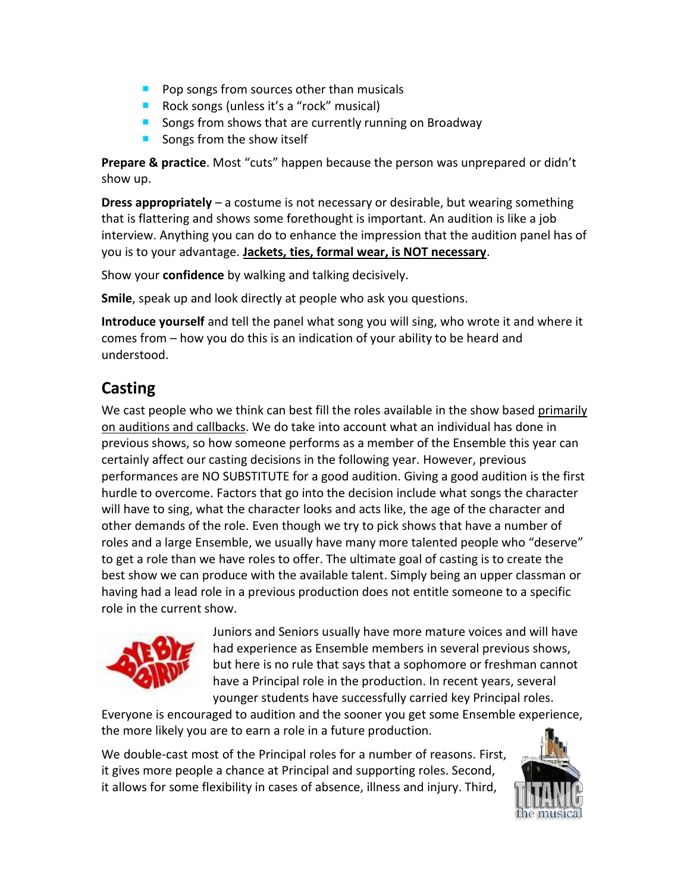- Pop songs from sources other than musicals
- Rock songs (unless it's a "rock" musical)
- Songs from shows that are currently running on Broadway
- Songs from the show itself

**Prepare & practice**. Most "cuts" happen because the person was unprepared or didn't show up.

**Dress appropriately** – a costume is not necessary or desirable, but wearing something that is flattering and shows some forethought is important. An audition is like a job interview. Anything you can do to enhance the impression that the audition panel has of you is to your advantage. **Jackets, ties, formal wear, is NOT necessary**.

Show your **confidence** by walking and talking decisively.

**Smile**, speak up and look directly at people who ask you questions.

**Introduce yourself** and tell the panel what song you will sing, who wrote it and where it comes from – how you do this is an indication of your ability to be heard and understood.

## Casting

We cast people who we think can best fill the roles available in the show based primarily on auditions and callbacks. We do take into account what an individual has done in previous shows, so how someone performs as a member of the Ensemble this year can certainly affect our casting decisions in the following year. However, previous performances are NO SUBSTITUTE for a good audition. Giving a good audition is the first hurdle to overcome. Factors that go into the decision include what songs the character will have to sing, what the character looks and acts like, the age of the character and other demands of the role. Even though we try to pick shows that have a number of roles and a large Ensemble, we usually have many more talented people who "deserve" to get a role than we have roles to offer. The ultimate goal of casting is to create the best show we can produce with the available talent. Simply being an upper classman or having had a lead role in a previous production does not entitle someone to a specific role in the current show.

Juniors and Seniors usually have more mature voices and will have had experience as Ensemble members in several previous shows, but here is no rule that says that a sophomore or freshman cannot have a Principal role in the production. In recent years, several younger students have successfully carried key Principal roles. Everyone is encouraged to audition and the sooner you get some Ensemble experience, the more likely you are to earn a role in a future production.

We double-cast most of the Principal roles for a number of reasons. First, it gives more people a chance at Principal and supporting roles. Second, it allows for some flexibility in cases of absence, illness and injury. Third,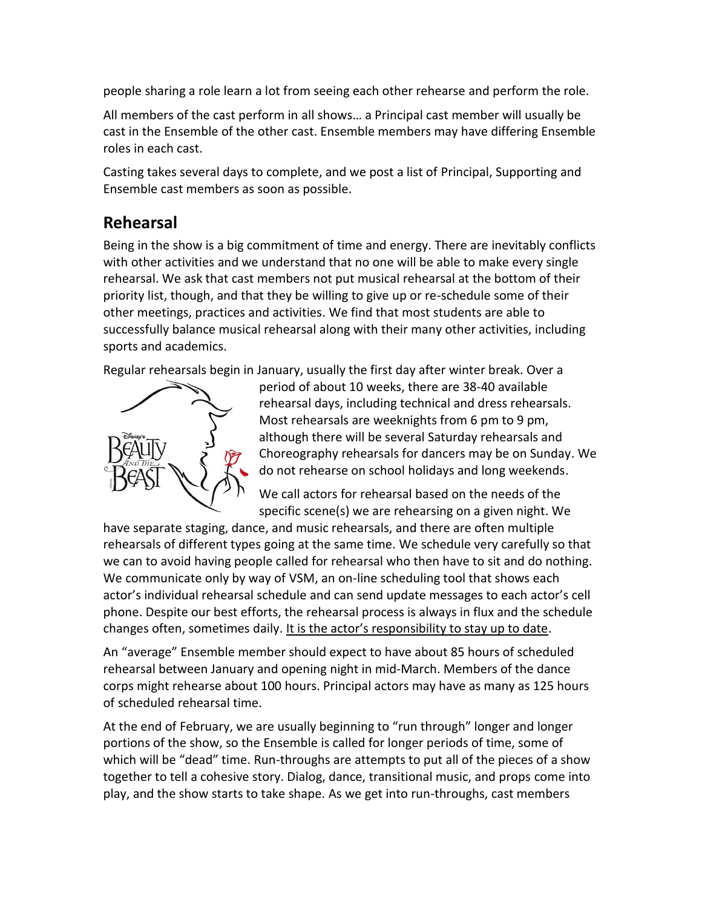people sharing a role learn a lot from seeing each other rehearse and perform the role.

All members of the cast perform in all shows… a Principal cast member will usually be cast in the Ensemble of the other cast. Ensemble members may have differing Ensemble roles in each cast.

Casting takes several days to complete, and we post a list of Principal, Supporting and Ensemble cast members as soon as possible.

## Rehearsal

Being in the show is a big commitment of time and energy. There are inevitably conflicts with other activities and we understand that no one will be able to make every single rehearsal. We ask that cast members not put musical rehearsal at the bottom of their priority list, though, and that they be willing to give up or re-schedule some of their other meetings, practices and activities. We find that most students are able to successfully balance musical rehearsal along with their many other activities, including sports and academics.

Regular rehearsals begin in January, usually the first day after winter break. Over a period of about 10 weeks, there are 38-40 available rehearsal days, including technical and dress rehearsals. Most rehearsals are weeknights from 6 pm to 9 pm, although there will be several Saturday rehearsals and Choreography rehearsals for dancers may be on Sunday. We do not rehearse on school holidays and long weekends.

We call actors for rehearsal based on the needs of the specific scene(s) we are rehearsing on a given night. We have separate staging, dance, and music rehearsals, and there are often multiple rehearsals of different types going at the same time. We schedule very carefully so that we can to avoid having people called for rehearsal who then have to sit and do nothing. We communicate only by way of VSM, an on-line scheduling tool that shows each actor's individual rehearsal schedule and can send update messages to each actor's cell phone. Despite our best efforts, the rehearsal process is always in flux and the schedule changes often, sometimes daily. <u>It is the actor's responsibility to stay up to date</u>.

An "average" Ensemble member should expect to have about 85 hours of scheduled rehearsal between January and opening night in mid-March. Members of the dance corps might rehearse about 100 hours. Principal actors may have as many as 125 hours of scheduled rehearsal time.

At the end of February, we are usually beginning to "run through" longer and longer portions of the show, so the Ensemble is called for longer periods of time, some of which will be "dead" time. Run-throughs are attempts to put all of the pieces of a show together to tell a cohesive story. Dialog, dance, transitional music, and props come into play, and the show starts to take shape. As we get into run-throughs, cast members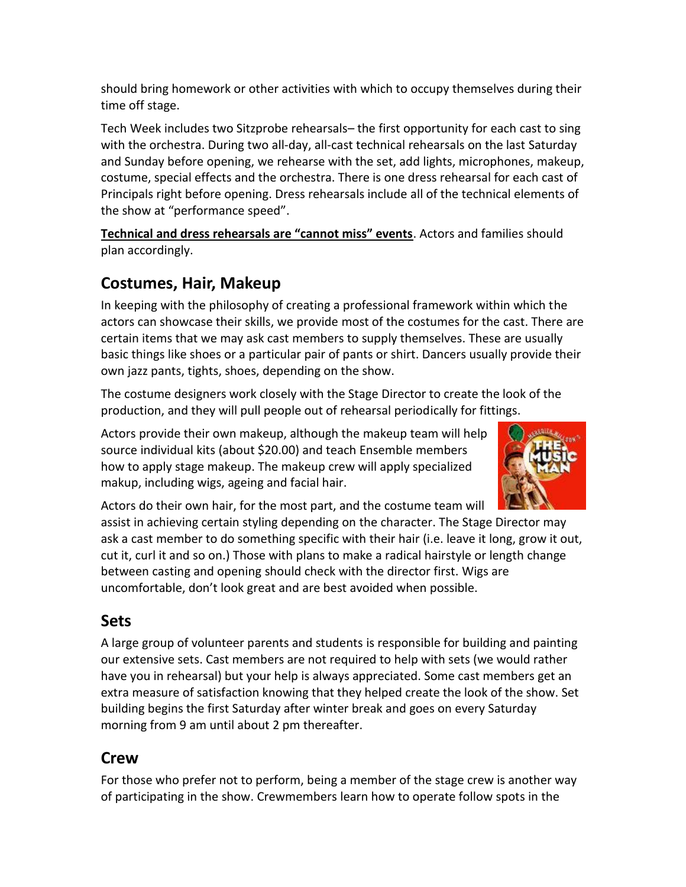should bring homework or other activities with which to occupy themselves during their time off stage.

Tech Week includes two Sitzprobe rehearsals– the first opportunity for each cast to sing with the orchestra. During two all-day, all-cast technical rehearsals on the last Saturday and Sunday before opening, we rehearse with the set, add lights, microphones, makeup, costume, special effects and the orchestra. There is one dress rehearsal for each cast of Principals right before opening. Dress rehearsals include all of the technical elements of the show at "performance speed".

**Technical and dress rehearsals are "cannot miss" events**. Actors and families should plan accordingly.

## Costumes, Hair, Makeup

In keeping with the philosophy of creating a professional framework within which the actors can showcase their skills, we provide most of the costumes for the cast. There are certain items that we may ask cast members to supply themselves. These are usually basic things like shoes or a particular pair of pants or shirt. Dancers usually provide their own jazz pants, tights, shoes, depending on the show.

The costume designers work closely with the Stage Director to create the look of the production, and they will pull people out of rehearsal periodically for fittings.

Actors provide their own makeup, although the makeup team will help source individual kits (about $20.00) and teach Ensemble members how to apply stage makeup. The makeup crew will apply specialized makup, including wigs, ageing and facial hair.

Actors do their own hair, for the most part, and the costume team will assist in achieving certain styling depending on the character. The Stage Director may ask a cast member to do something specific with their hair (i.e. leave it long, grow it out, cut it, curl it and so on.) Those with plans to make a radical hairstyle or length change between casting and opening should check with the director first. Wigs are uncomfortable, don't look great and are best avoided when possible.

## Sets

A large group of volunteer parents and students is responsible for building and painting our extensive sets. Cast members are not required to help with sets (we would rather have you in rehearsal) but your help is always appreciated. Some cast members get an extra measure of satisfaction knowing that they helped create the look of the show. Set building begins the first Saturday after winter break and goes on every Saturday morning from 9 am until about 2 pm thereafter.

## Crew

For those who prefer not to perform, being a member of the stage crew is another way of participating in the show. Crewmembers learn how to operate follow spots in the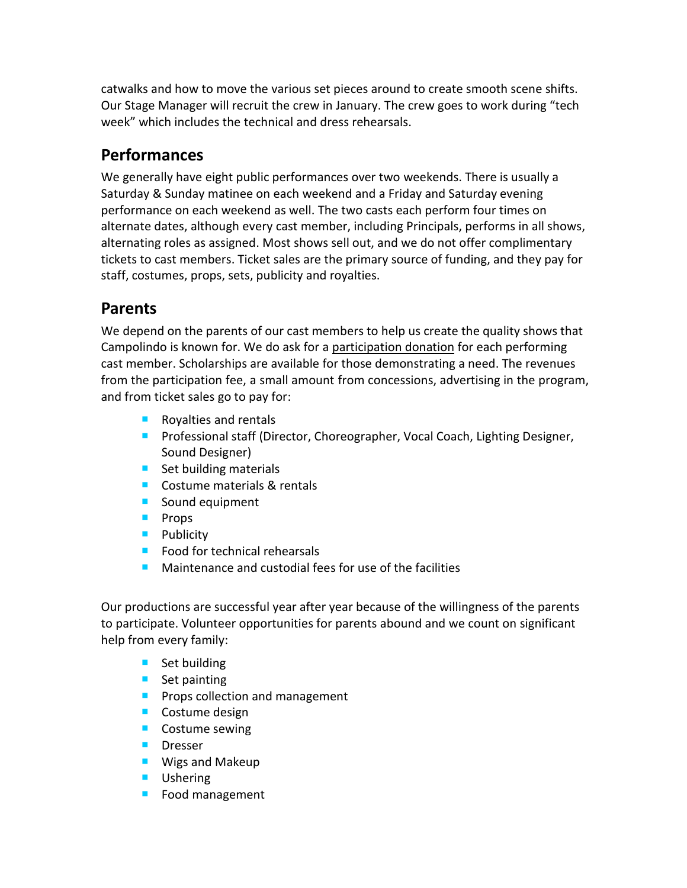catwalks and how to move the various set pieces around to create smooth scene shifts. Our Stage Manager will recruit the crew in January. The crew goes to work during "tech week" which includes the technical and dress rehearsals.

## Performances

We generally have eight public performances over two weekends. There is usually a Saturday & Sunday matinee on each weekend and a Friday and Saturday evening performance on each weekend as well. The two casts each perform four times on alternate dates, although every cast member, including Principals, performs in all shows, alternating roles as assigned. Most shows sell out, and we do not offer complimentary tickets to cast members. Ticket sales are the primary source of funding, and they pay for staff, costumes, props, sets, publicity and royalties.

## Parents

We depend on the parents of our cast members to help us create the quality shows that Campolindo is known for. We do ask for a participation donation for each performing cast member. Scholarships are available for those demonstrating a need. The revenues from the participation fee, a small amount from concessions, advertising in the program, and from ticket sales go to pay for:

- Royalties and rentals
- Professional staff (Director, Choreographer, Vocal Coach, Lighting Designer, Sound Designer)
- Set building materials
- Costume materials & rentals
- Sound equipment
- Props
- Publicity
- Food for technical rehearsals
- Maintenance and custodial fees for use of the facilities

Our productions are successful year after year because of the willingness of the parents to participate. Volunteer opportunities for parents abound and we count on significant help from every family:

- Set building
- Set painting
- Props collection and management
- Costume design
- Costume sewing
- Dresser
- Wigs and Makeup
- Ushering
- Food management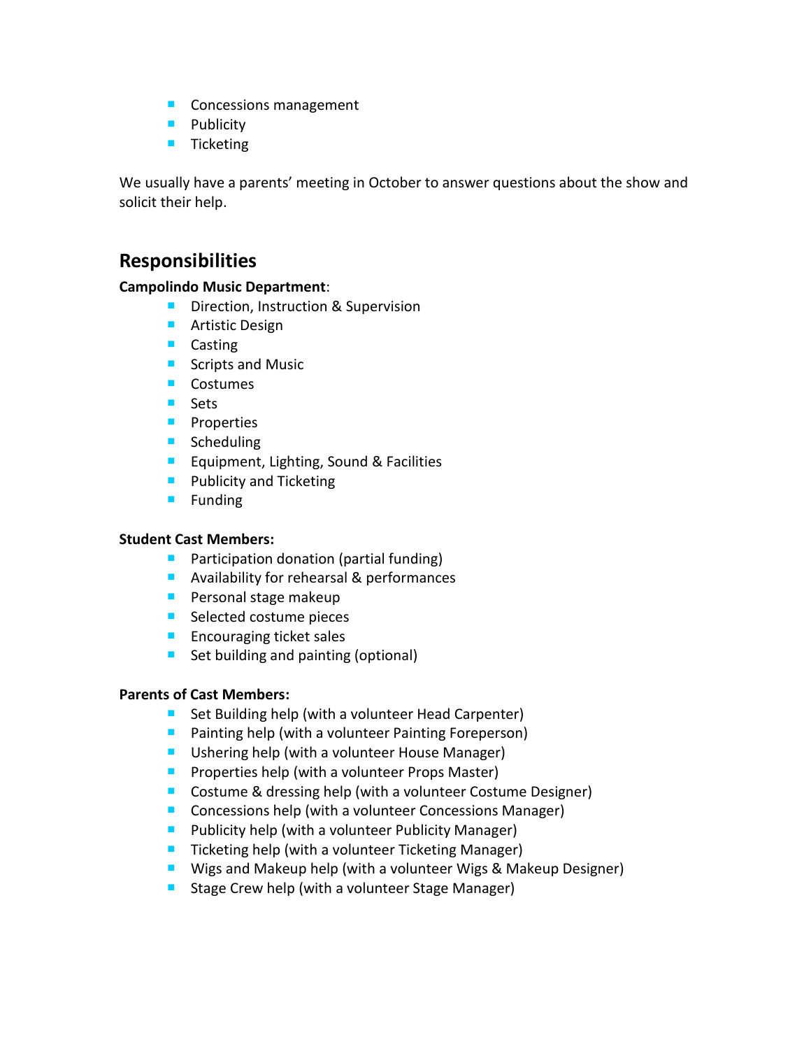- Concessions management
- Publicity
- Ticketing

We usually have a parents' meeting in October to answer questions about the show and solicit their help.

## Responsibilities

**Campolindo Music Department**:

- Direction, Instruction & Supervision
- Artistic Design
- Casting
- Scripts and Music
- Costumes
- Sets
- Properties
- Scheduling
- Equipment, Lighting, Sound & Facilities
- Publicity and Ticketing
- Funding

**Student Cast Members:**

- Participation donation (partial funding)
- Availability for rehearsal & performances
- Personal stage makeup
- Selected costume pieces
- Encouraging ticket sales
- Set building and painting (optional)

**Parents of Cast Members:**

- Set Building help (with a volunteer Head Carpenter)
- Painting help (with a volunteer Painting Foreperson)
- Ushering help (with a volunteer House Manager)
- Properties help (with a volunteer Props Master)
- Costume & dressing help (with a volunteer Costume Designer)
- Concessions help (with a volunteer Concessions Manager)
- Publicity help (with a volunteer Publicity Manager)
- Ticketing help (with a volunteer Ticketing Manager)
- Wigs and Makeup help (with a volunteer Wigs & Makeup Designer)
- Stage Crew help (with a volunteer Stage Manager)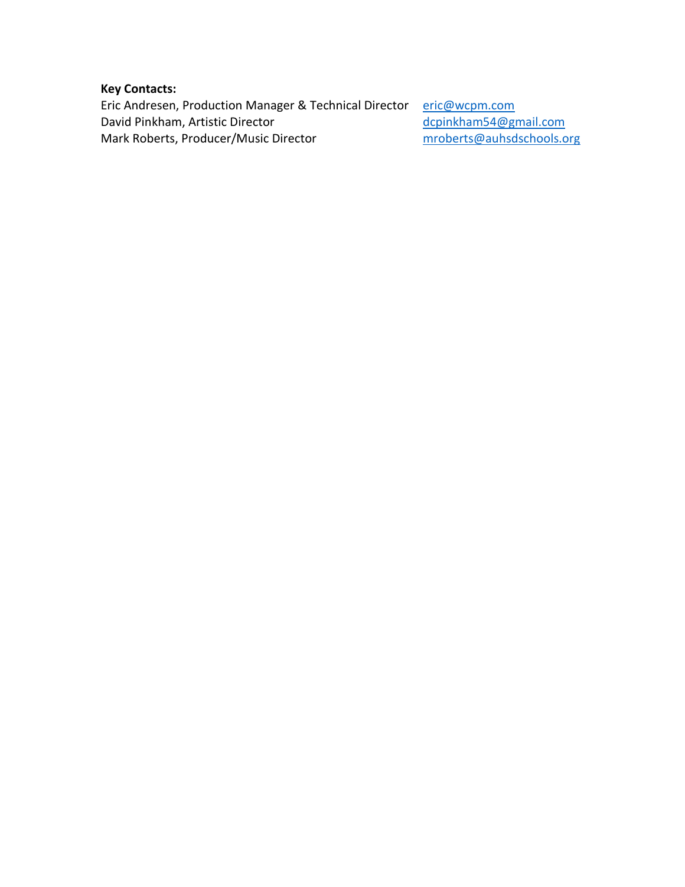**Key Contacts:**

| | |
|---|---|
| Eric Andresen, Production Manager & Technical Director | eric@wcpm.com |
| David Pinkham, Artistic Director | dcpinkham54@gmail.com |
| Mark Roberts, Producer/Music Director | mroberts@auhsdschools.org |